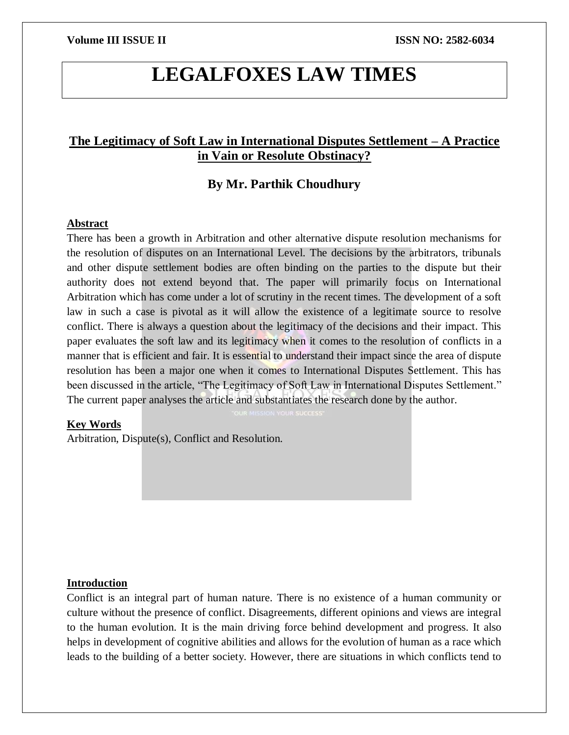# LEGALFOXES LAW TIMES

## The Legitimacy of Soft Law in International Disputes Settlement – A Practice in Vain or Resolute Obstinacy?

### By Mr. Parthik Choudhury

**Abstract**

There has been a growth in Arbitration and other alternative dispute resolution mechanisms for the resolution of disputes on an International Level. The decisions by the arbitrators, tribunals and other dispute settlement bodies are often binding on the parties to the dispute but their authority does not extend beyond that. The paper will primarily focus on International Arbitration which has come under a lot of scrutiny in the recent times. The development of a soft law in such a case is pivotal as it will allow the existence of a legitimate source to resolve conflict. There is always a question about the legitimacy of the decisions and their impact. This paper evaluates the soft law and its legitimacy when it comes to the resolution of conflicts in a manner that is efficient and fair. It is essential to understand their impact since the area of dispute resolution has been a major one when it comes to International Disputes Settlement. This has been discussed in the article, "The Legitimacy of Soft Law in International Disputes Settlement." The current paper analyses the article and substantiates the research done by the author.

**Key Words**

Arbitration, Dispute(s), Conflict and Resolution.

**Introduction**

Conflict is an integral part of human nature. There is no existence of a human community or culture without the presence of conflict. Disagreements, different opinions and views are integral to the human evolution. It is the main driving force behind development and progress. It also helps in development of cognitive abilities and allows for the evolution of human as a race which leads to the building of a better society. However, there are situations in which conflicts tend to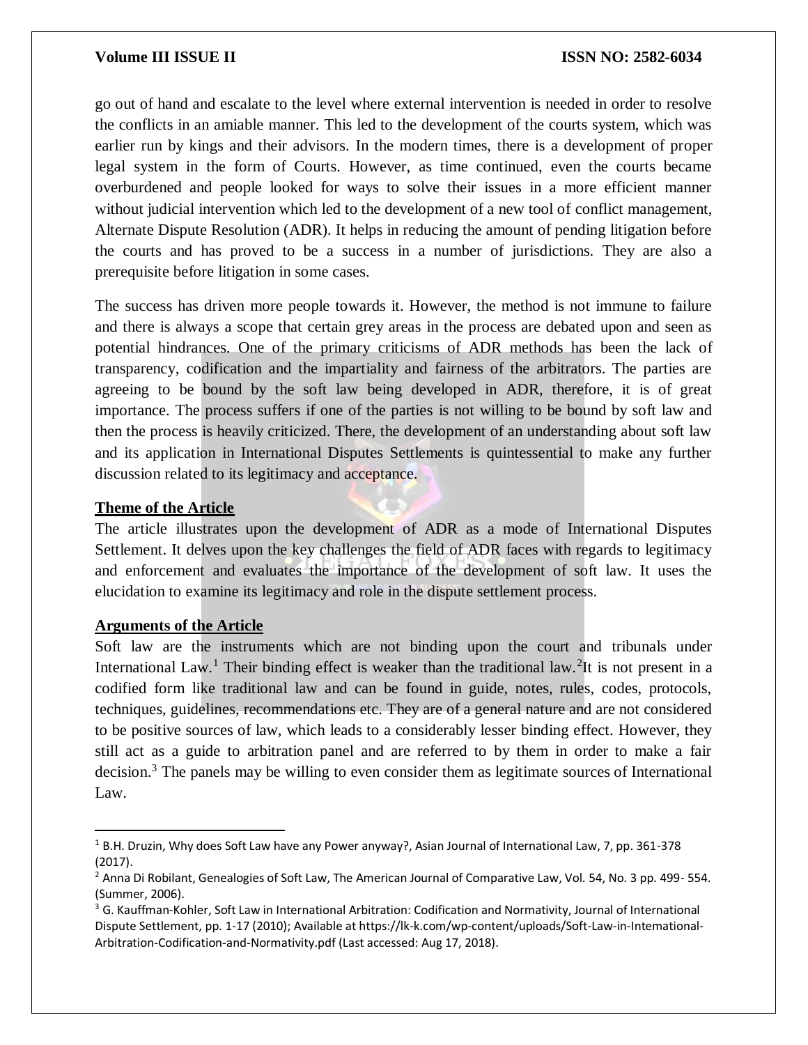go out of hand and escalate to the level where external intervention is needed in order to resolve the conflicts in an amiable manner. This led to the development of the courts system, which was earlier run by kings and their advisors. In the modern times, there is a development of proper legal system in the form of Courts. However, as time continued, even the courts became overburdened and people looked for ways to solve their issues in a more efficient manner without judicial intervention which led to the development of a new tool of conflict management, Alternate Dispute Resolution (ADR). It helps in reducing the amount of pending litigation before the courts and has proved to be a success in a number of jurisdictions. They are also a prerequisite before litigation in some cases.

The success has driven more people towards it. However, the method is not immune to failure and there is always a scope that certain grey areas in the process are debated upon and seen as potential hindrances. One of the primary criticisms of ADR methods has been the lack of transparency, codification and the impartiality and fairness of the arbitrators. The parties are agreeing to be bound by the soft law being developed in ADR, therefore, it is of great importance. The process suffers if one of the parties is not willing to be bound by soft law and then the process is heavily criticized. There, the development of an understanding about soft law and its application in International Disputes Settlements is quintessential to make any further discussion related to its legitimacy and acceptance.

**Theme of the Article**

The article illustrates upon the development of ADR as a mode of International Disputes Settlement. It delves upon the key challenges the field of ADR faces with regards to legitimacy and enforcement and evaluates the importance of the development of soft law. It uses the elucidation to examine its legitimacy and role in the dispute settlement process.

**Arguments of the Article**

Soft law are the instruments which are not binding upon the court and tribunals under International Law.[1] Their binding effect is weaker than the traditional law.[2]It is not present in a codified form like traditional law and can be found in guide, notes, rules, codes, protocols, techniques, guidelines, recommendations etc. They are of a general nature and are not considered to be positive sources of law, which leads to a considerably lesser binding effect. However, they still act as a guide to arbitration panel and are referred to by them in order to make a fair decision.[3] The panels may be willing to even consider them as legitimate sources of International Law.

---

[1] B.H. Druzin, Why does Soft Law have any Power anyway?, Asian Journal of International Law, 7, pp. 361-378 (2017).

[2] Anna Di Robilant, Genealogies of Soft Law, The American Journal of Comparative Law, Vol. 54, No. 3 pp. 499- 554. (Summer, 2006).

[3] G. Kauffman-Kohler, Soft Law in International Arbitration: Codification and Normativity, Journal of International Dispute Settlement, pp. 1-17 (2010); Available at https://lk-k.com/wp-content/uploads/Soft-Law-in-Intemational-Arbitration-Codification-and-Normativity.pdf (Last accessed: Aug 17, 2018).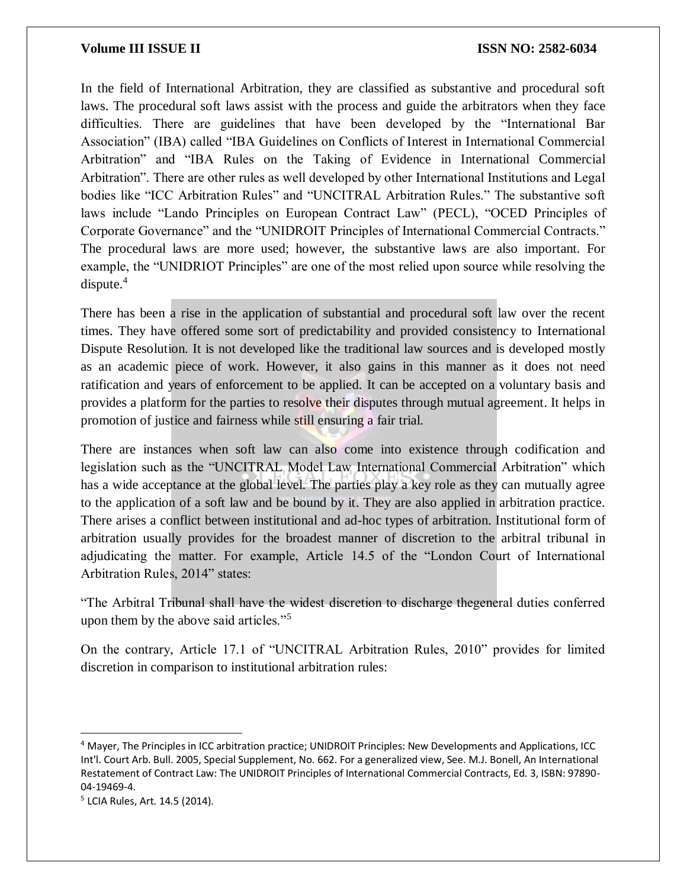In the field of International Arbitration, they are classified as substantive and procedural soft laws. The procedural soft laws assist with the process and guide the arbitrators when they face difficulties. There are guidelines that have been developed by the "International Bar Association" (IBA) called "IBA Guidelines on Conflicts of Interest in International Commercial Arbitration" and "IBA Rules on the Taking of Evidence in International Commercial Arbitration". There are other rules as well developed by other International Institutions and Legal bodies like "ICC Arbitration Rules" and "UNCITRAL Arbitration Rules." The substantive soft laws include "Lando Principles on European Contract Law" (PECL), "OCED Principles of Corporate Governance" and the "UNIDROIT Principles of International Commercial Contracts." The procedural laws are more used; however, the substantive laws are also important. For example, the "UNIDRIOT Principles" are one of the most relied upon source while resolving the dispute.[4]

There has been a rise in the application of substantial and procedural soft law over the recent times. They have offered some sort of predictability and provided consistency to International Dispute Resolution. It is not developed like the traditional law sources and is developed mostly as an academic piece of work. However, it also gains in this manner as it does not need ratification and years of enforcement to be applied. It can be accepted on a voluntary basis and provides a platform for the parties to resolve their disputes through mutual agreement. It helps in promotion of justice and fairness while still ensuring a fair trial.

There are instances when soft law can also come into existence through codification and legislation such as the "UNCITRAL Model Law International Commercial Arbitration" which has a wide acceptance at the global level. The parties play a key role as they can mutually agree to the application of a soft law and be bound by it. They are also applied in arbitration practice. There arises a conflict between institutional and ad-hoc types of arbitration. Institutional form of arbitration usually provides for the broadest manner of discretion to the arbitral tribunal in adjudicating the matter. For example, Article 14.5 of the "London Court of International Arbitration Rules, 2014" states:

"The Arbitral Tribunal shall have the widest discretion to discharge thegeneral duties conferred upon them by the above said articles."[5]

On the contrary, Article 17.1 of "UNCITRAL Arbitration Rules, 2010" provides for limited discretion in comparison to institutional arbitration rules:

---

[4] Mayer, The Principles in ICC arbitration practice; UNIDROIT Principles: New Developments and Applications, ICC Int'l. Court Arb. Bull. 2005, Special Supplement, No. 662. For a generalized view, See. M.J. Bonell, An International Restatement of Contract Law: The UNIDROIT Principles of International Commercial Contracts, Ed. 3, ISBN: 97890-04-19469-4.

[5] LCIA Rules, Art. 14.5 (2014).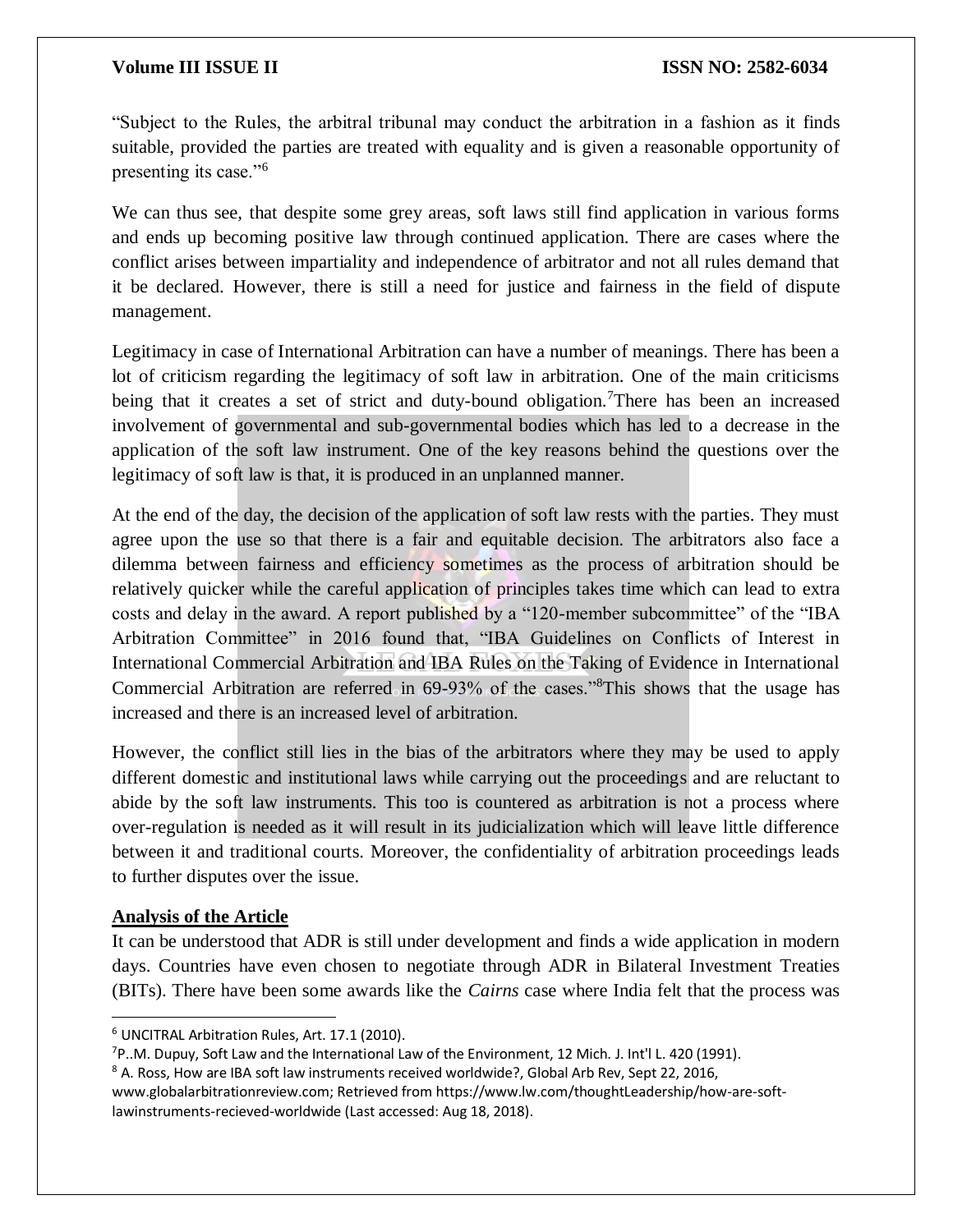"Subject to the Rules, the arbitral tribunal may conduct the arbitration in a fashion as it finds suitable, provided the parties are treated with equality and is given a reasonable opportunity of presenting its case."[6]

We can thus see, that despite some grey areas, soft laws still find application in various forms and ends up becoming positive law through continued application. There are cases where the conflict arises between impartiality and independence of arbitrator and not all rules demand that it be declared. However, there is still a need for justice and fairness in the field of dispute management.

Legitimacy in case of International Arbitration can have a number of meanings. There has been a lot of criticism regarding the legitimacy of soft law in arbitration. One of the main criticisms being that it creates a set of strict and duty-bound obligation.[7]There has been an increased involvement of governmental and sub-governmental bodies which has led to a decrease in the application of the soft law instrument. One of the key reasons behind the questions over the legitimacy of soft law is that, it is produced in an unplanned manner.

At the end of the day, the decision of the application of soft law rests with the parties. They must agree upon the use so that there is a fair and equitable decision. The arbitrators also face a dilemma between fairness and efficiency sometimes as the process of arbitration should be relatively quicker while the careful application of principles takes time which can lead to extra costs and delay in the award. A report published by a "120-member subcommittee" of the "IBA Arbitration Committee" in 2016 found that, "IBA Guidelines on Conflicts of Interest in International Commercial Arbitration and IBA Rules on the Taking of Evidence in International Commercial Arbitration are referred in 69-93% of the cases."[8]This shows that the usage has increased and there is an increased level of arbitration.

However, the conflict still lies in the bias of the arbitrators where they may be used to apply different domestic and institutional laws while carrying out the proceedings and are reluctant to abide by the soft law instruments. This too is countered as arbitration is not a process where over-regulation is needed as it will result in its judicialization which will leave little difference between it and traditional courts. Moreover, the confidentiality of arbitration proceedings leads to further disputes over the issue.

**Analysis of the Article**

It can be understood that ADR is still under development and finds a wide application in modern days. Countries have even chosen to negotiate through ADR in Bilateral Investment Treaties (BITs). There have been some awards like the *Cairns* case where India felt that the process was

---

[6] UNCITRAL Arbitration Rules, Art. 17.1 (2010).

[7] P..M. Dupuy, Soft Law and the International Law of the Environment, 12 Mich. J. Int'l L. 420 (1991).

[8] A. Ross, How are IBA soft law instruments received worldwide?, Global Arb Rev, Sept 22, 2016, www.globalarbitrationreview.com; Retrieved from https://www.lw.com/thoughtLeadership/how-are-soft-lawinstruments-recieved-worldwide (Last accessed: Aug 18, 2018).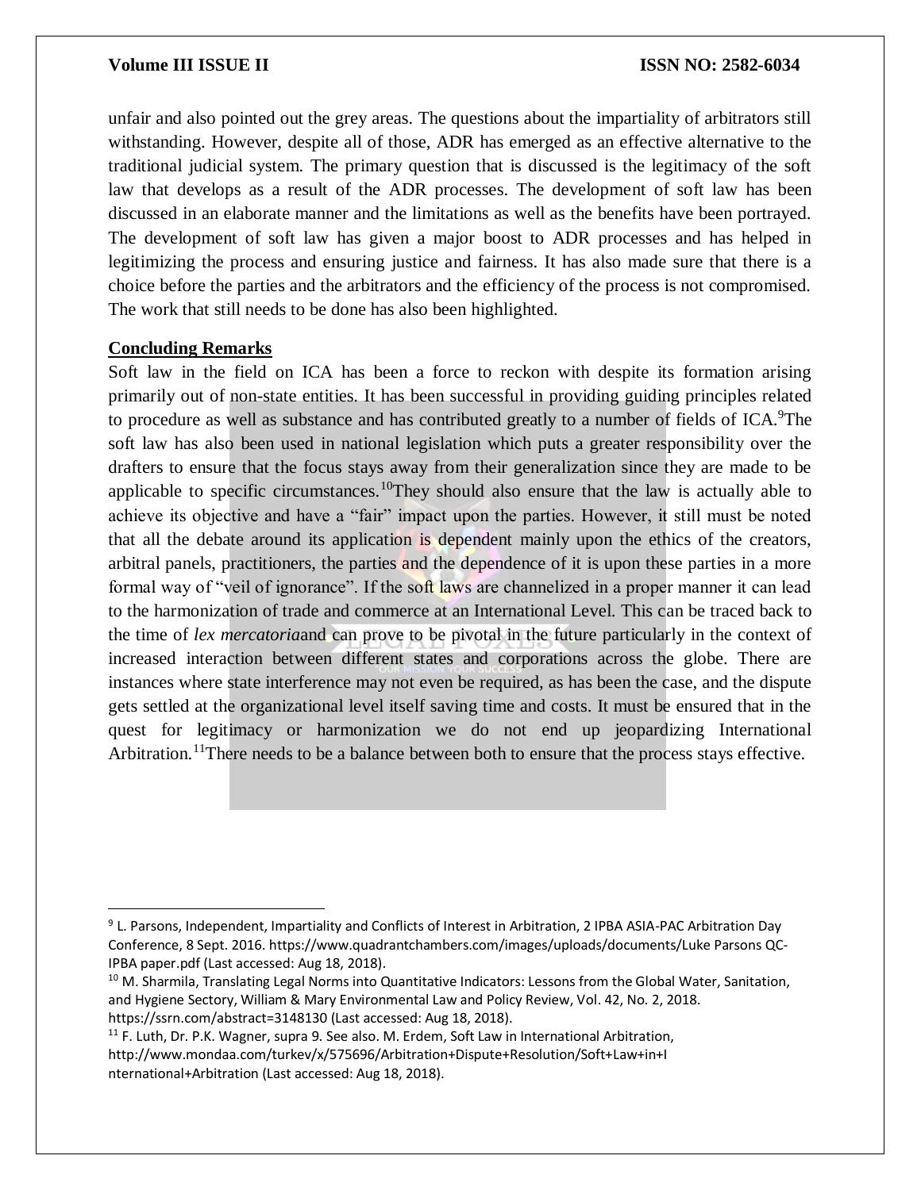unfair and also pointed out the grey areas. The questions about the impartiality of arbitrators still withstanding. However, despite all of those, ADR has emerged as an effective alternative to the traditional judicial system. The primary question that is discussed is the legitimacy of the soft law that develops as a result of the ADR processes. The development of soft law has been discussed in an elaborate manner and the limitations as well as the benefits have been portrayed. The development of soft law has given a major boost to ADR processes and has helped in legitimizing the process and ensuring justice and fairness. It has also made sure that there is a choice before the parties and the arbitrators and the efficiency of the process is not compromised. The work that still needs to be done has also been highlighted.

## Concluding Remarks

Soft law in the field on ICA has been a force to reckon with despite its formation arising primarily out of non-state entities. It has been successful in providing guiding principles related to procedure as well as substance and has contributed greatly to a number of fields of ICA.[9]The soft law has also been used in national legislation which puts a greater responsibility over the drafters to ensure that the focus stays away from their generalization since they are made to be applicable to specific circumstances.[10]They should also ensure that the law is actually able to achieve its objective and have a "fair" impact upon the parties. However, it still must be noted that all the debate around its application is dependent mainly upon the ethics of the creators, arbitral panels, practitioners, the parties and the dependence of it is upon these parties in a more formal way of "veil of ignorance". If the soft laws are channelized in a proper manner it can lead to the harmonization of trade and commerce at an International Level. This can be traced back to the time of *lex mercatoria*and can prove to be pivotal in the future particularly in the context of increased interaction between different states and corporations across the globe. There are instances where state interference may not even be required, as has been the case, and the dispute gets settled at the organizational level itself saving time and costs. It must be ensured that in the quest for legitimacy or harmonization we do not end up jeopardizing International Arbitration.[11]There needs to be a balance between both to ensure that the process stays effective.

---

[9] L. Parsons, Independent, Impartiality and Conflicts of Interest in Arbitration, 2 IPBA ASIA-PAC Arbitration Day Conference, 8 Sept. 2016. https://www.quadrantchambers.com/images/uploads/documents/Luke Parsons QC-IPBA paper.pdf (Last accessed: Aug 18, 2018).

[10] M. Sharmila, Translating Legal Norms into Quantitative Indicators: Lessons from the Global Water, Sanitation, and Hygiene Sectory, William & Mary Environmental Law and Policy Review, Vol. 42, No. 2, 2018. https://ssrn.com/abstract=3148130 (Last accessed: Aug 18, 2018).

[11] F. Luth, Dr. P.K. Wagner, supra 9. See also. M. Erdem, Soft Law in International Arbitration, http://www.mondaa.com/turkev/x/575696/Arbitration+Dispute+Resolution/Soft+Law+in+International+Arbitration (Last accessed: Aug 18, 2018).